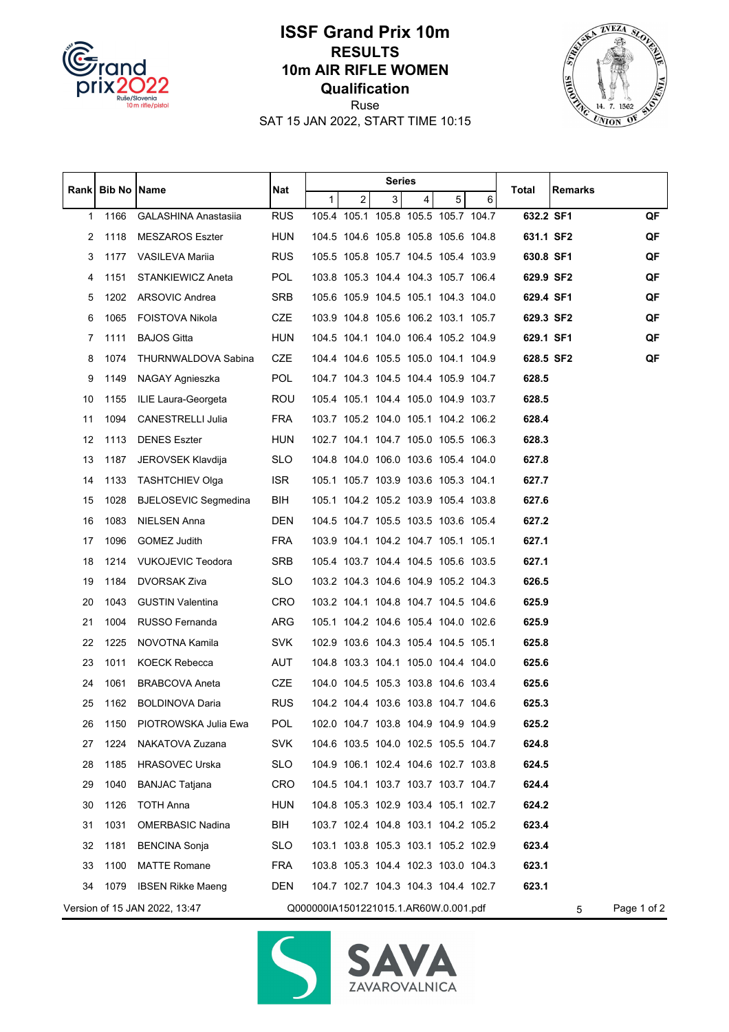# ISSF Grand Prix 10m

## RESULTS

## 10m AIR RIFLE WOMEN

## Qualification

Ruse

SAT 15 JAN 2022, START TIME 10:15

| Rank | Bib No | Name | Nat | Series 1 | 2 | 3 | 4 | 5 | 6 | Total | Remarks | |
|---|---|---|---|---|---|---|---|---|---|---|---|---|
| 1 | 1166 | GALASHINA Anastasiia | RUS | 105.4 | 105.1 | 105.8 | 105.5 | 105.7 | 104.7 | **632.2** | **SF1** | **QF** |
| 2 | 1118 | MESZAROS Eszter | HUN | 104.5 | 104.6 | 105.8 | 105.8 | 105.6 | 104.8 | **631.1** | **SF2** | **QF** |
| 3 | 1177 | VASILEVA Mariia | RUS | 105.5 | 105.8 | 105.7 | 104.5 | 105.4 | 103.9 | **630.8** | **SF1** | **QF** |
| 4 | 1151 | STANKIEWICZ Aneta | POL | 103.8 | 105.3 | 104.4 | 104.3 | 105.7 | 106.4 | **629.9** | **SF2** | **QF** |
| 5 | 1202 | ARSOVIC Andrea | SRB | 105.6 | 105.9 | 104.5 | 105.1 | 104.3 | 104.0 | **629.4** | **SF1** | **QF** |
| 6 | 1065 | FOISTOVA Nikola | CZE | 103.9 | 104.8 | 105.6 | 106.2 | 103.1 | 105.7 | **629.3** | **SF2** | **QF** |
| 7 | 1111 | BAJOS Gitta | HUN | 104.5 | 104.1 | 104.0 | 106.4 | 105.2 | 104.9 | **629.1** | **SF1** | **QF** |
| 8 | 1074 | THURNWALDOVA Sabina | CZE | 104.4 | 104.6 | 105.5 | 105.0 | 104.1 | 104.9 | **628.5** | **SF2** | **QF** |
| 9 | 1149 | NAGAY Agnieszka | POL | 104.7 | 104.3 | 104.5 | 104.4 | 105.9 | 104.7 | **628.5** | | |
| 10 | 1155 | ILIE Laura-Georgeta | ROU | 105.4 | 105.1 | 104.4 | 105.0 | 104.9 | 103.7 | **628.5** | | |
| 11 | 1094 | CANESTRELLI Julia | FRA | 103.7 | 105.2 | 104.0 | 105.1 | 104.2 | 106.2 | **628.4** | | |
| 12 | 1113 | DENES Eszter | HUN | 102.7 | 104.1 | 104.7 | 105.0 | 105.5 | 106.3 | **628.3** | | |
| 13 | 1187 | JEROVSEK Klavdija | SLO | 104.8 | 104.0 | 106.0 | 103.6 | 105.4 | 104.0 | **627.8** | | |
| 14 | 1133 | TASHTCHIEV Olga | ISR | 105.1 | 105.7 | 103.9 | 103.6 | 105.3 | 104.1 | **627.7** | | |
| 15 | 1028 | BJELOSEVIC Segmedina | BIH | 105.1 | 104.2 | 105.2 | 103.9 | 105.4 | 103.8 | **627.6** | | |
| 16 | 1083 | NIELSEN Anna | DEN | 104.5 | 104.7 | 105.5 | 103.5 | 103.6 | 105.4 | **627.2** | | |
| 17 | 1096 | GOMEZ Judith | FRA | 103.9 | 104.1 | 104.2 | 104.7 | 105.1 | 105.1 | **627.1** | | |
| 18 | 1214 | VUKOJEVIC Teodora | SRB | 105.4 | 103.7 | 104.4 | 104.5 | 105.6 | 103.5 | **627.1** | | |
| 19 | 1184 | DVORSAK Ziva | SLO | 103.2 | 104.3 | 104.6 | 104.9 | 105.2 | 104.3 | **626.5** | | |
| 20 | 1043 | GUSTIN Valentina | CRO | 103.2 | 104.1 | 104.8 | 104.7 | 104.5 | 104.6 | **625.9** | | |
| 21 | 1004 | RUSSO Fernanda | ARG | 105.1 | 104.2 | 104.6 | 105.4 | 104.0 | 102.6 | **625.9** | | |
| 22 | 1225 | NOVOTNA Kamila | SVK | 102.9 | 103.6 | 104.3 | 105.4 | 104.5 | 105.1 | **625.8** | | |
| 23 | 1011 | KOECK Rebecca | AUT | 104.8 | 103.3 | 104.1 | 105.0 | 104.4 | 104.0 | **625.6** | | |
| 24 | 1061 | BRABCOVA Aneta | CZE | 104.0 | 104.5 | 105.3 | 103.8 | 104.6 | 103.4 | **625.6** | | |
| 25 | 1162 | BOLDINOVA Daria | RUS | 104.2 | 104.4 | 103.6 | 103.8 | 104.7 | 104.6 | **625.3** | | |
| 26 | 1150 | PIOTROWSKA Julia Ewa | POL | 102.0 | 104.7 | 103.8 | 104.9 | 104.9 | 104.9 | **625.2** | | |
| 27 | 1224 | NAKATOVA Zuzana | SVK | 104.6 | 103.5 | 104.0 | 102.5 | 105.5 | 104.7 | **624.8** | | |
| 28 | 1185 | HRASOVEC Urska | SLO | 104.9 | 106.1 | 102.4 | 104.6 | 102.7 | 103.8 | **624.5** | | |
| 29 | 1040 | BANJAC Tatjana | CRO | 104.5 | 104.1 | 103.7 | 103.7 | 103.7 | 104.7 | **624.4** | | |
| 30 | 1126 | TOTH Anna | HUN | 104.8 | 105.3 | 102.9 | 103.4 | 105.1 | 102.7 | **624.2** | | |
| 31 | 1031 | OMERBASIC Nadina | BIH | 103.7 | 102.4 | 104.8 | 103.1 | 104.2 | 105.2 | **623.4** | | |
| 32 | 1181 | BENCINA Sonja | SLO | 103.1 | 103.8 | 105.3 | 103.1 | 105.2 | 102.9 | **623.4** | | |
| 33 | 1100 | MATTE Romane | FRA | 103.8 | 105.3 | 104.4 | 102.3 | 103.0 | 104.3 | **623.1** | | |
| 34 | 1079 | IBSEN Rikke Maeng | DEN | 104.7 | 102.7 | 104.3 | 104.3 | 104.4 | 102.7 | **623.1** | | |

Version of 15 JAN 2022, 13:47 Q000000IA1501221015.1.AR60W.0.001.pdf 5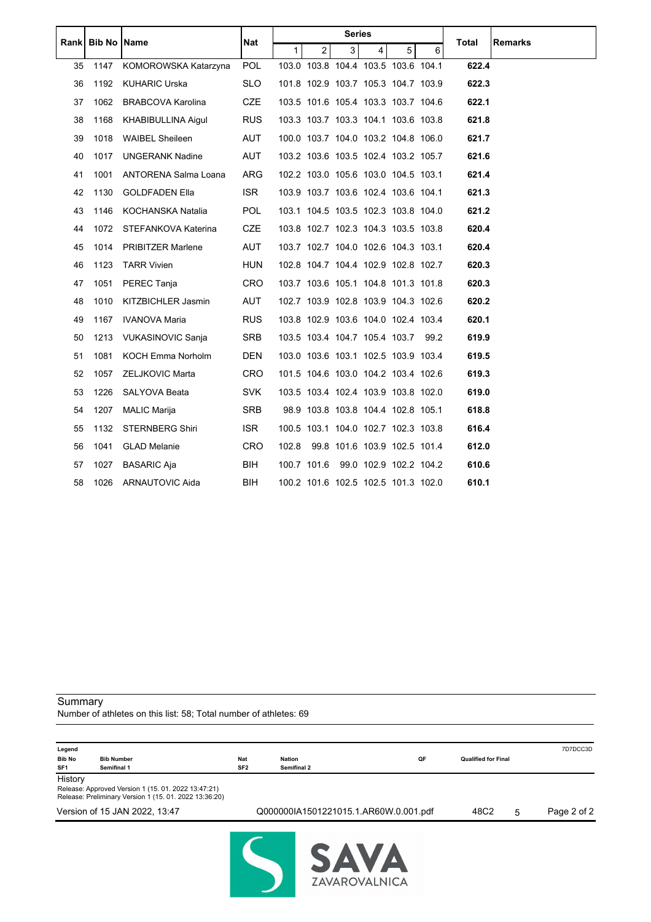| Rank | Bib No | Name | Nat | Series | | | | | | Total | Remarks |
|---|---|---|---|---|---|---|---|---|---|---|---|
| | | | | 1 | 2 | 3 | 4 | 5 | 6 | | |
| 35 | 1147 | KOMOROWSKA Katarzyna | POL | 103.0 | 103.8 | 104.4 | 103.5 | 103.6 | 104.1 | **622.4** | |
| 36 | 1192 | KUHARIC Urska | SLO | 101.8 | 102.9 | 103.7 | 105.3 | 104.7 | 103.9 | **622.3** | |
| 37 | 1062 | BRABCOVA Karolina | CZE | 103.5 | 101.6 | 105.4 | 103.3 | 103.7 | 104.6 | **622.1** | |
| 38 | 1168 | KHABIBULLINA Aigul | RUS | 103.3 | 103.7 | 103.3 | 104.1 | 103.6 | 103.8 | **621.8** | |
| 39 | 1018 | WAIBEL Sheileen | AUT | 100.0 | 103.7 | 104.0 | 103.2 | 104.8 | 106.0 | **621.7** | |
| 40 | 1017 | UNGERANK Nadine | AUT | 103.2 | 103.6 | 103.5 | 102.4 | 103.2 | 105.7 | **621.6** | |
| 41 | 1001 | ANTORENA Salma Loana | ARG | 102.2 | 103.0 | 105.6 | 103.0 | 104.5 | 103.1 | **621.4** | |
| 42 | 1130 | GOLDFADEN Ella | ISR | 103.9 | 103.7 | 103.6 | 102.4 | 103.6 | 104.1 | **621.3** | |
| 43 | 1146 | KOCHANSKA Natalia | POL | 103.1 | 104.5 | 103.5 | 102.3 | 103.8 | 104.0 | **621.2** | |
| 44 | 1072 | STEFANKOVA Katerina | CZE | 103.8 | 102.7 | 102.3 | 104.3 | 103.5 | 103.8 | **620.4** | |
| 45 | 1014 | PRIBITZER Marlene | AUT | 103.7 | 102.7 | 104.0 | 102.6 | 104.3 | 103.1 | **620.4** | |
| 46 | 1123 | TARR Vivien | HUN | 102.8 | 104.7 | 104.4 | 102.9 | 102.8 | 102.7 | **620.3** | |
| 47 | 1051 | PEREC Tanja | CRO | 103.7 | 103.6 | 105.1 | 104.8 | 101.3 | 101.8 | **620.3** | |
| 48 | 1010 | KITZBICHLER Jasmin | AUT | 102.7 | 103.9 | 102.8 | 103.9 | 104.3 | 102.6 | **620.2** | |
| 49 | 1167 | IVANOVA Maria | RUS | 103.8 | 102.9 | 103.6 | 104.0 | 102.4 | 103.4 | **620.1** | |
| 50 | 1213 | VUKASINOVIC Sanja | SRB | 103.5 | 103.4 | 104.7 | 105.4 | 103.7 | 99.2 | **619.9** | |
| 51 | 1081 | KOCH Emma Norholm | DEN | 103.0 | 103.6 | 103.1 | 102.5 | 103.9 | 103.4 | **619.5** | |
| 52 | 1057 | ZELJKOVIC Marta | CRO | 101.5 | 104.6 | 103.0 | 104.2 | 103.4 | 102.6 | **619.3** | |
| 53 | 1226 | SALYOVA Beata | SVK | 103.5 | 103.4 | 102.4 | 103.9 | 103.8 | 102.0 | **619.0** | |
| 54 | 1207 | MALIC Marija | SRB | 98.9 | 103.8 | 103.8 | 104.4 | 102.8 | 105.1 | **618.8** | |
| 55 | 1132 | STERNBERG Shiri | ISR | 100.5 | 103.1 | 104.0 | 102.7 | 102.3 | 103.8 | **616.4** | |
| 56 | 1041 | GLAD Melanie | CRO | 102.8 | 99.8 | 101.6 | 103.9 | 102.5 | 101.4 | **612.0** | |
| 57 | 1027 | BASARIC Aja | BIH | 100.7 | 101.6 | 99.0 | 102.9 | 102.2 | 104.2 | **610.6** | |
| 58 | 1026 | ARNAUTOVIC Aida | BIH | 100.2 | 101.6 | 102.5 | 102.5 | 101.3 | 102.0 | **610.1** | |

Summary

Number of athletes on this list: 58; Total number of athletes: 69

**Legend**

| | | | | | |
|---|---|---|---|---|---|
| **Bib No** | **Bib Number** | **Nat** | **Nation** | **QF** | **Qualified for Final** |
| **SF1** | **Semifinal 1** | **SF2** | **Semifinal 2** | | |

7D7DCC3D

History

Release: Approved Version 1 (15. 01. 2022 13:47:21)
Release: Preliminary Version 1 (15. 01. 2022 13:36:20)

Version of 15 JAN 2022, 13:47 Q000000IA1501221015.1.AR60W.0.001.pdf 48C2 5

SAVA ZAVAROVALNICA